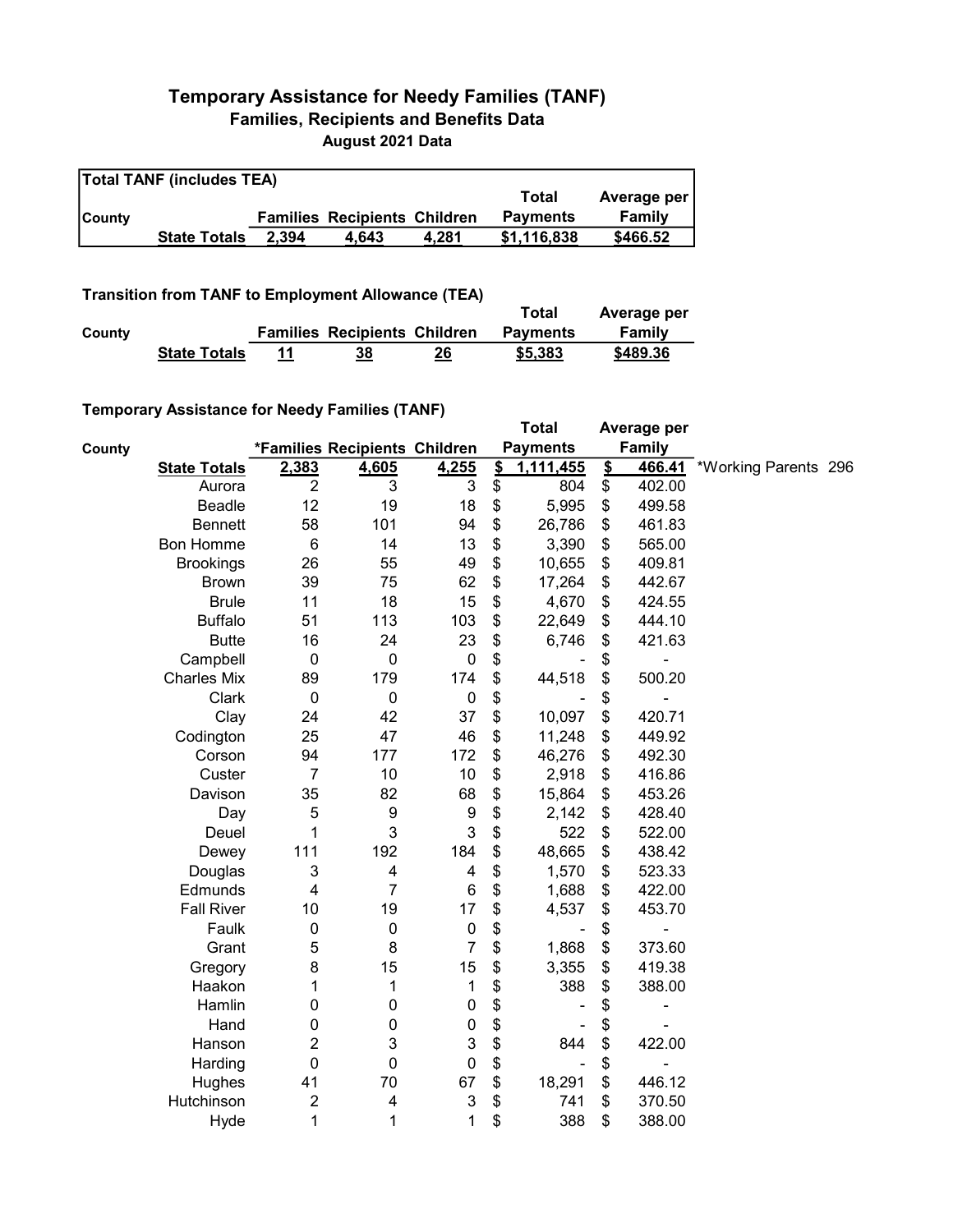# Temporary Assistance for Needy Families (TANF)

## Families, Recipients and Benefits Data

### August 2021 Data

**Total TANF (includes TEA)**

| County | | Families | Recipients | Children | Total Payments | Average per Family |
|---|---|---|---|---|---|---|
| | **State Totals** | **2,394** | **4,643** | **4,281** | **$1,116,838** | **$466.52** |

**Transition from TANF to Employment Allowance (TEA)**

| County | | Families | Recipients | Children | Total Payments | Average per Family |
|---|---|---|---|---|---|---|
| | **State Totals** | **11** | **38** | **26** | **$5,383** | **$489.36** |

**Temporary Assistance for Needy Families (TANF)**

| County | | *Families | Recipients | Children | Total Payments | Average per Family | |
|---|---|---|---|---|---|---|---|
| | **State Totals** | **2,383** | **4,605** | **4,255** | **$ 1,111,455** | **$ 466.41** | *Working Parents 296 |
| | Aurora | 2 | 3 | 3 | $ 804 | $ 402.00 | |
| | Beadle | 12 | 19 | 18 | $ 5,995 | $ 499.58 | |
| | Bennett | 58 | 101 | 94 | $ 26,786 | $ 461.83 | |
| | Bon Homme | 6 | 14 | 13 | $ 3,390 | $ 565.00 | |
| | Brookings | 26 | 55 | 49 | $ 10,655 | $ 409.81 | |
| | Brown | 39 | 75 | 62 | $ 17,264 | $ 442.67 | |
| | Brule | 11 | 18 | 15 | $ 4,670 | $ 424.55 | |
| | Buffalo | 51 | 113 | 103 | $ 22,649 | $ 444.10 | |
| | Butte | 16 | 24 | 23 | $ 6,746 | $ 421.63 | |
| | Campbell | 0 | 0 | 0 | $ - | $ - | |
| | Charles Mix | 89 | 179 | 174 | $ 44,518 | $ 500.20 | |
| | Clark | 0 | 0 | 0 | $ - | $ - | |
| | Clay | 24 | 42 | 37 | $ 10,097 | $ 420.71 | |
| | Codington | 25 | 47 | 46 | $ 11,248 | $ 449.92 | |
| | Corson | 94 | 177 | 172 | $ 46,276 | $ 492.30 | |
| | Custer | 7 | 10 | 10 | $ 2,918 | $ 416.86 | |
| | Davison | 35 | 82 | 68 | $ 15,864 | $ 453.26 | |
| | Day | 5 | 9 | 9 | $ 2,142 | $ 428.40 | |
| | Deuel | 1 | 3 | 3 | $ 522 | $ 522.00 | |
| | Dewey | 111 | 192 | 184 | $ 48,665 | $ 438.42 | |
| | Douglas | 3 | 4 | 4 | $ 1,570 | $ 523.33 | |
| | Edmunds | 4 | 7 | 6 | $ 1,688 | $ 422.00 | |
| | Fall River | 10 | 19 | 17 | $ 4,537 | $ 453.70 | |
| | Faulk | 0 | 0 | 0 | $ - | $ - | |
| | Grant | 5 | 8 | 7 | $ 1,868 | $ 373.60 | |
| | Gregory | 8 | 15 | 15 | $ 3,355 | $ 419.38 | |
| | Haakon | 1 | 1 | 1 | $ 388 | $ 388.00 | |
| | Hamlin | 0 | 0 | 0 | $ - | $ - | |
| | Hand | 0 | 0 | 0 | $ - | $ - | |
| | Hanson | 2 | 3 | 3 | $ 844 | $ 422.00 | |
| | Harding | 0 | 0 | 0 | $ - | $ - | |
| | Hughes | 41 | 70 | 67 | $ 18,291 | $ 446.12 | |
| | Hutchinson | 2 | 4 | 3 | $ 741 | $ 370.50 | |
| | Hyde | 1 | 1 | 1 | $ 388 | $ 388.00 | |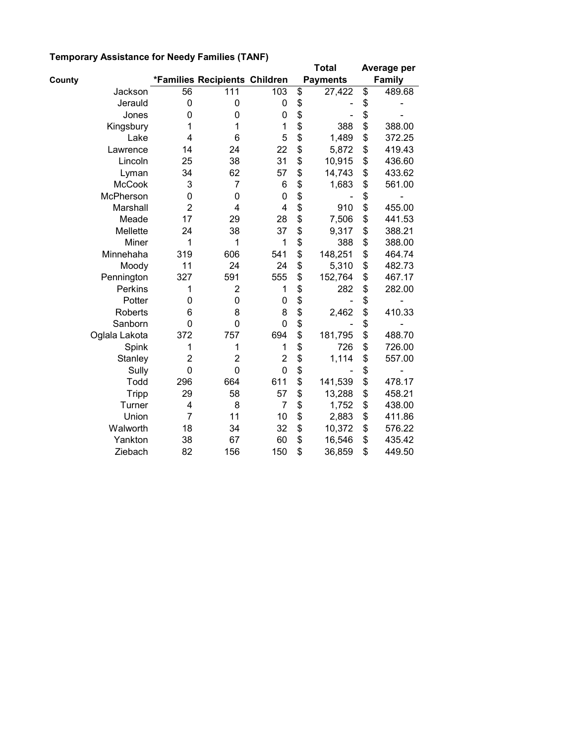**Temporary Assistance for Needy Families (TANF)**

| County | *Families | Recipients | Children | Total Payments | Average per Family |
|---|---|---|---|---|---|
| Jackson | 56 | 111 | 103 | $ 27,422 | $ 489.68 |
| Jerauld | 0 | 0 | 0 | $ - | $ - |
| Jones | 0 | 0 | 0 | $ - | $ - |
| Kingsbury | 1 | 1 | 1 | $ 388 | $ 388.00 |
| Lake | 4 | 6 | 5 | $ 1,489 | $ 372.25 |
| Lawrence | 14 | 24 | 22 | $ 5,872 | $ 419.43 |
| Lincoln | 25 | 38 | 31 | $ 10,915 | $ 436.60 |
| Lyman | 34 | 62 | 57 | $ 14,743 | $ 433.62 |
| McCook | 3 | 7 | 6 | $ 1,683 | $ 561.00 |
| McPherson | 0 | 0 | 0 | $ - | $ - |
| Marshall | 2 | 4 | 4 | $ 910 | $ 455.00 |
| Meade | 17 | 29 | 28 | $ 7,506 | $ 441.53 |
| Mellette | 24 | 38 | 37 | $ 9,317 | $ 388.21 |
| Miner | 1 | 1 | 1 | $ 388 | $ 388.00 |
| Minnehaha | 319 | 606 | 541 | $ 148,251 | $ 464.74 |
| Moody | 11 | 24 | 24 | $ 5,310 | $ 482.73 |
| Pennington | 327 | 591 | 555 | $ 152,764 | $ 467.17 |
| Perkins | 1 | 2 | 1 | $ 282 | $ 282.00 |
| Potter | 0 | 0 | 0 | $ - | $ - |
| Roberts | 6 | 8 | 8 | $ 2,462 | $ 410.33 |
| Sanborn | 0 | 0 | 0 | $ - | $ - |
| Oglala Lakota | 372 | 757 | 694 | $ 181,795 | $ 488.70 |
| Spink | 1 | 1 | 1 | $ 726 | $ 726.00 |
| Stanley | 2 | 2 | 2 | $ 1,114 | $ 557.00 |
| Sully | 0 | 0 | 0 | $ - | $ - |
| Todd | 296 | 664 | 611 | $ 141,539 | $ 478.17 |
| Tripp | 29 | 58 | 57 | $ 13,288 | $ 458.21 |
| Turner | 4 | 8 | 7 | $ 1,752 | $ 438.00 |
| Union | 7 | 11 | 10 | $ 2,883 | $ 411.86 |
| Walworth | 18 | 34 | 32 | $ 10,372 | $ 576.22 |
| Yankton | 38 | 67 | 60 | $ 16,546 | $ 435.42 |
| Ziebach | 82 | 156 | 150 | $ 36,859 | $ 449.50 |